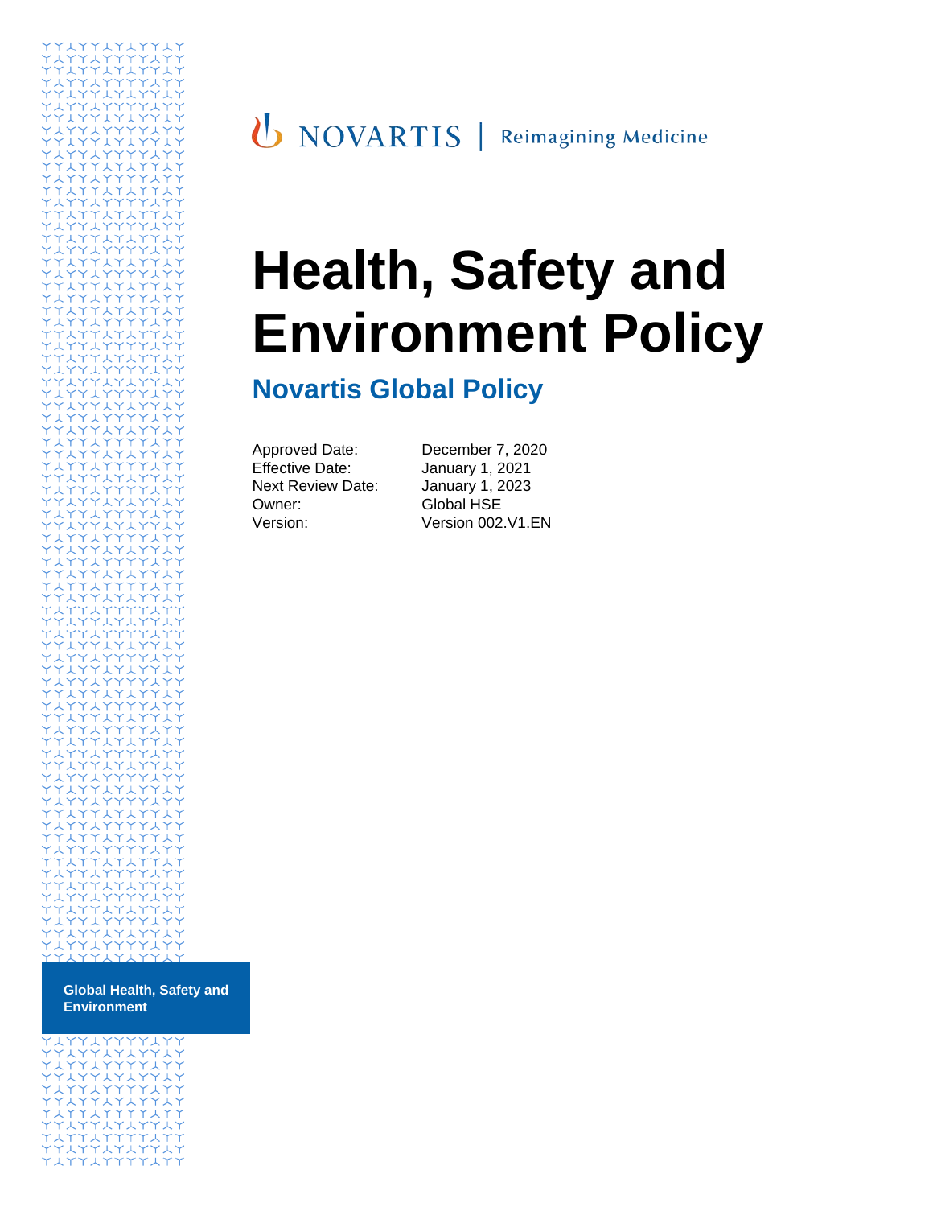NOVARTIS | Reimagining Medicine

# Health, Safety and Environment Policy

## Novartis Global Policy

| | |
|---|---|
| Approved Date: | December 7, 2020 |
| Effective Date: | January 1, 2021 |
| Next Review Date: | January 1, 2023 |
| Owner: | Global HSE |
| Version: | Version 002.V1.EN |

**Global Health, Safety and Environment**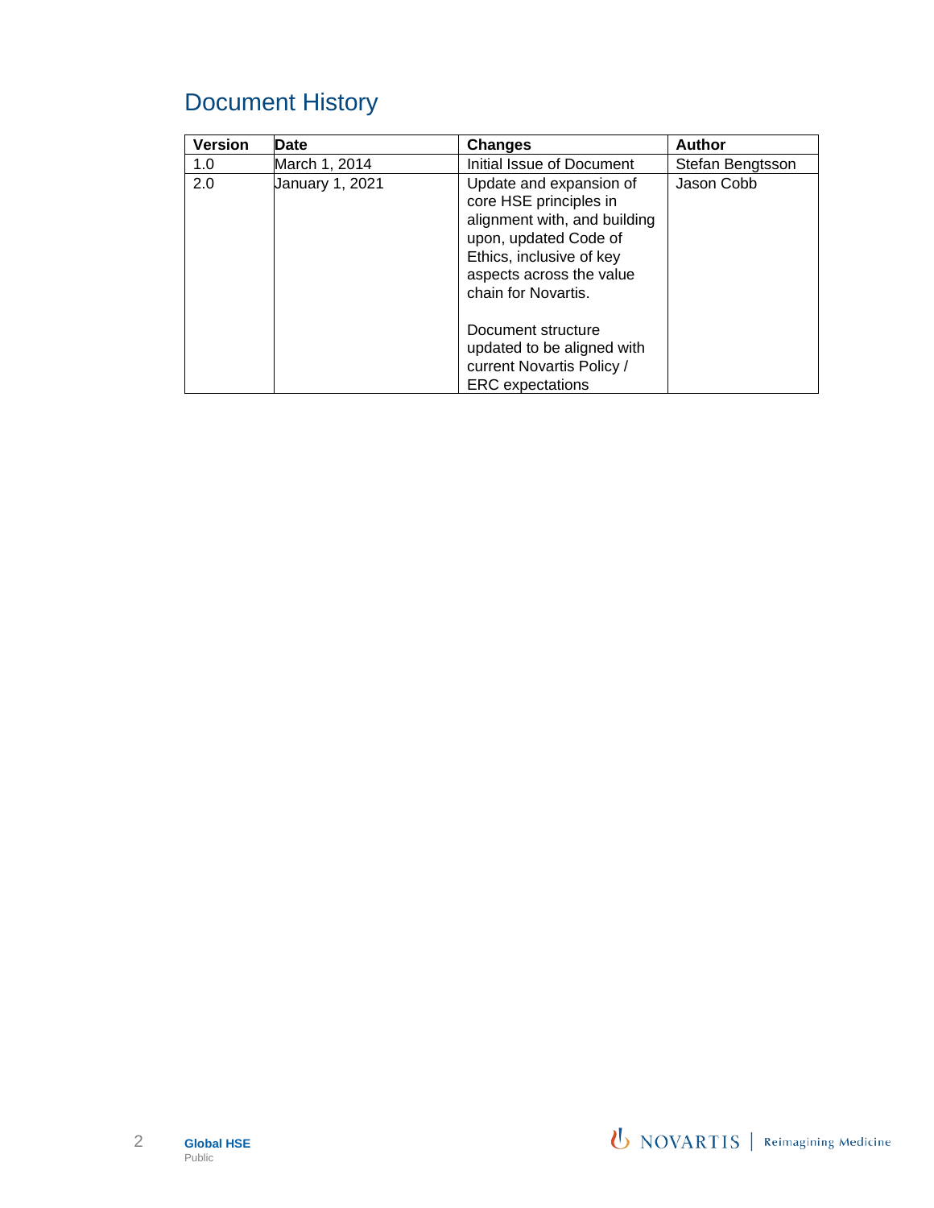# Document History

| Version | Date | Changes | Author |
|---|---|---|---|
| 1.0 | March 1, 2014 | Initial Issue of Document | Stefan Bengtsson |
| 2.0 | January 1, 2021 | Update and expansion of core HSE principles in alignment with, and building upon, updated Code of Ethics, inclusive of key aspects across the value chain for Novartis.<br><br>Document structure updated to be aligned with current Novartis Policy / ERC expectations | Jason Cobb |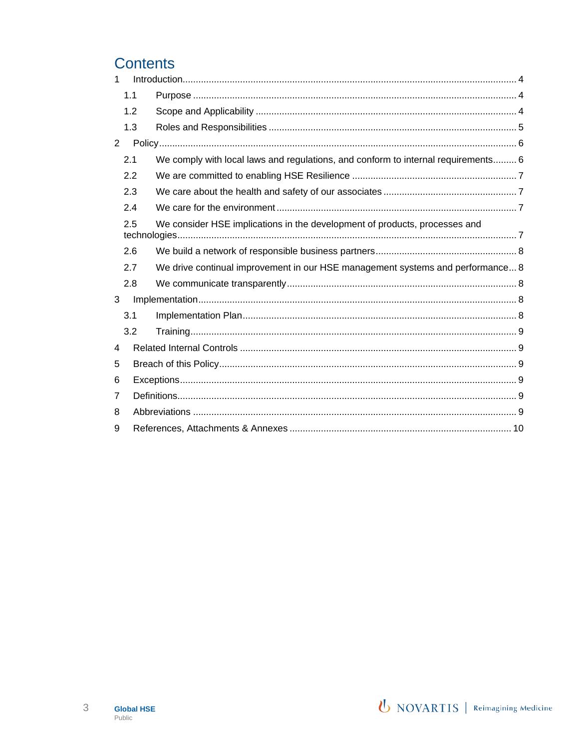# Contents

1 Introduction .... 4
  1.1 Purpose .... 4
  1.2 Scope and Applicability .... 4
  1.3 Roles and Responsibilities .... 5
2 Policy .... 6
  2.1 We comply with local laws and regulations, and conform to internal requirements .... 6
  2.2 We are committed to enabling HSE Resilience .... 7
  2.3 We care about the health and safety of our associates .... 7
  2.4 We care for the environment .... 7
  2.5 We consider HSE implications in the development of products, processes and technologies .... 7
  2.6 We build a network of responsible business partners .... 8
  2.7 We drive continual improvement in our HSE management systems and performance .... 8
  2.8 We communicate transparently .... 8
3 Implementation .... 8
  3.1 Implementation Plan .... 8
  3.2 Training .... 9
4 Related Internal Controls .... 9
5 Breach of this Policy .... 9
6 Exceptions .... 9
7 Definitions .... 9
8 Abbreviations .... 9
9 References, Attachments & Annexes .... 10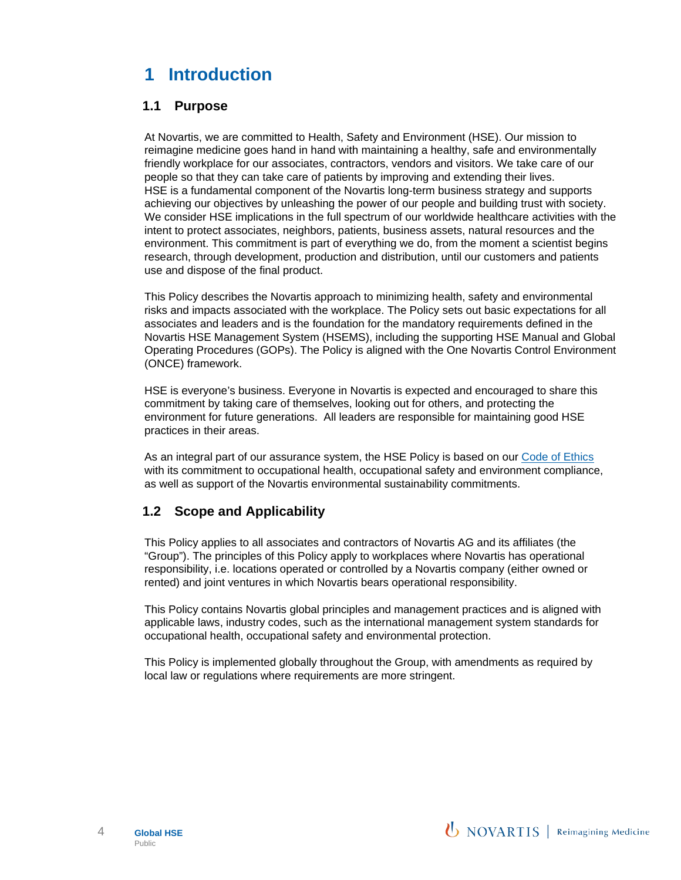# 1 Introduction

## 1.1 Purpose

At Novartis, we are committed to Health, Safety and Environment (HSE). Our mission to reimagine medicine goes hand in hand with maintaining a healthy, safe and environmentally friendly workplace for our associates, contractors, vendors and visitors. We take care of our people so that they can take care of patients by improving and extending their lives.
HSE is a fundamental component of the Novartis long-term business strategy and supports achieving our objectives by unleashing the power of our people and building trust with society. We consider HSE implications in the full spectrum of our worldwide healthcare activities with the intent to protect associates, neighbors, patients, business assets, natural resources and the environment. This commitment is part of everything we do, from the moment a scientist begins research, through development, production and distribution, until our customers and patients use and dispose of the final product.

This Policy describes the Novartis approach to minimizing health, safety and environmental risks and impacts associated with the workplace. The Policy sets out basic expectations for all associates and leaders and is the foundation for the mandatory requirements defined in the Novartis HSE Management System (HSEMS), including the supporting HSE Manual and Global Operating Procedures (GOPs). The Policy is aligned with the One Novartis Control Environment (ONCE) framework.

HSE is everyone's business. Everyone in Novartis is expected and encouraged to share this commitment by taking care of themselves, looking out for others, and protecting the environment for future generations. All leaders are responsible for maintaining good HSE practices in their areas.

As an integral part of our assurance system, the HSE Policy is based on our Code of Ethics with its commitment to occupational health, occupational safety and environment compliance, as well as support of the Novartis environmental sustainability commitments.

## 1.2 Scope and Applicability

This Policy applies to all associates and contractors of Novartis AG and its affiliates (the "Group"). The principles of this Policy apply to workplaces where Novartis has operational responsibility, i.e. locations operated or controlled by a Novartis company (either owned or rented) and joint ventures in which Novartis bears operational responsibility.

This Policy contains Novartis global principles and management practices and is aligned with applicable laws, industry codes, such as the international management system standards for occupational health, occupational safety and environmental protection.

This Policy is implemented globally throughout the Group, with amendments as required by local law or regulations where requirements are more stringent.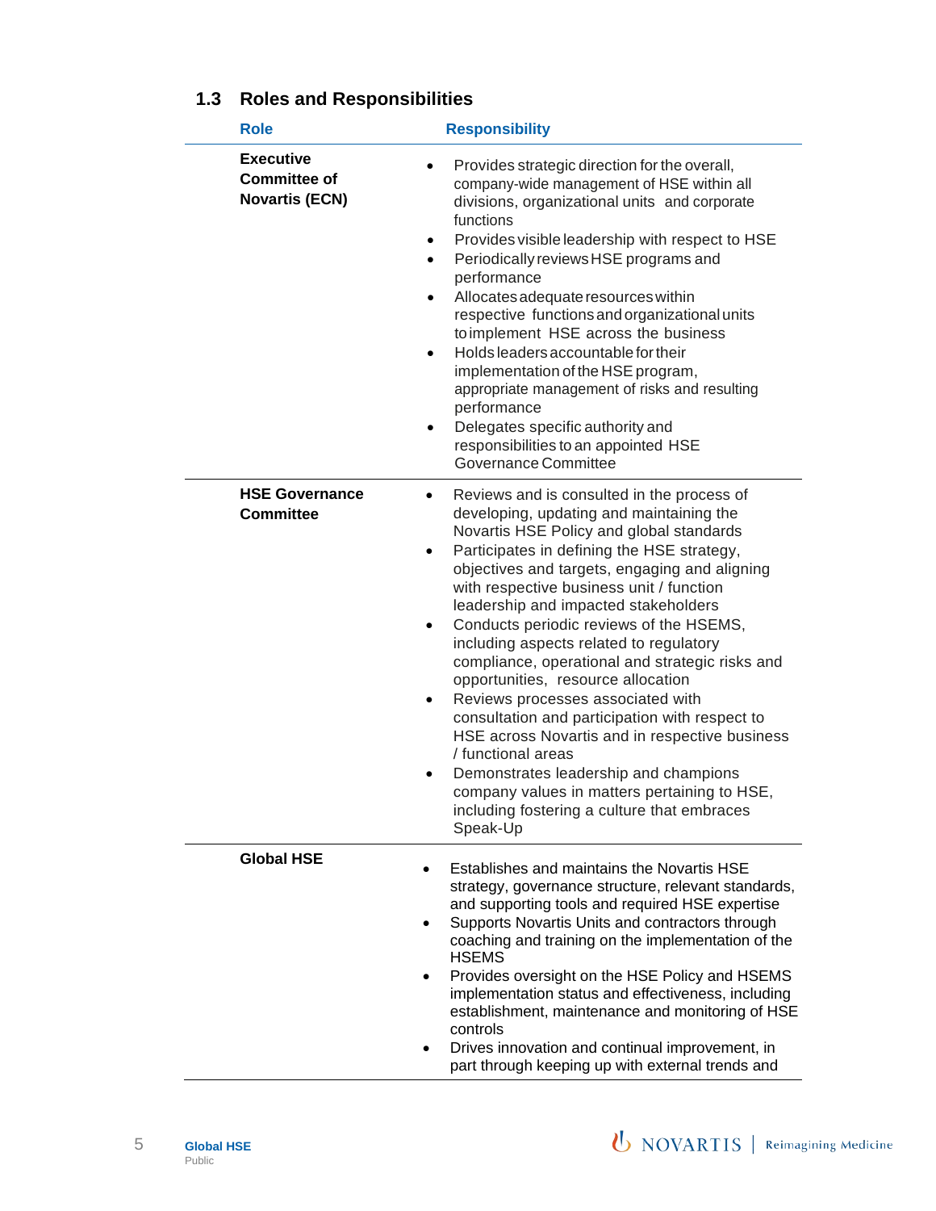## 1.3 Roles and Responsibilities

| Role | Responsibility |
|---|---|
| **Executive Committee of Novartis (ECN)** | • Provides strategic direction for the overall, company-wide management of HSE within all divisions, organizational units and corporate functions<br>• Provides visible leadership with respect to HSE<br>• Periodically reviews HSE programs and performance<br>• Allocates adequate resources within respective functions and organizational units to implement HSE across the business<br>• Holds leaders accountable for their implementation of the HSE program, appropriate management of risks and resulting performance<br>• Delegates specific authority and responsibilities to an appointed HSE Governance Committee |
| **HSE Governance Committee** | • Reviews and is consulted in the process of developing, updating and maintaining the Novartis HSE Policy and global standards<br>• Participates in defining the HSE strategy, objectives and targets, engaging and aligning with respective business unit / function leadership and impacted stakeholders<br>• Conducts periodic reviews of the HSEMS, including aspects related to regulatory compliance, operational and strategic risks and opportunities, resource allocation<br>• Reviews processes associated with consultation and participation with respect to HSE across Novartis and in respective business / functional areas<br>• Demonstrates leadership and champions company values in matters pertaining to HSE, including fostering a culture that embraces Speak-Up |
| **Global HSE** | • Establishes and maintains the Novartis HSE strategy, governance structure, relevant standards, and supporting tools and required HSE expertise<br>• Supports Novartis Units and contractors through coaching and training on the implementation of the HSEMS<br>• Provides oversight on the HSE Policy and HSEMS implementation status and effectiveness, including establishment, maintenance and monitoring of HSE controls<br>• Drives innovation and continual improvement, in part through keeping up with external trends and |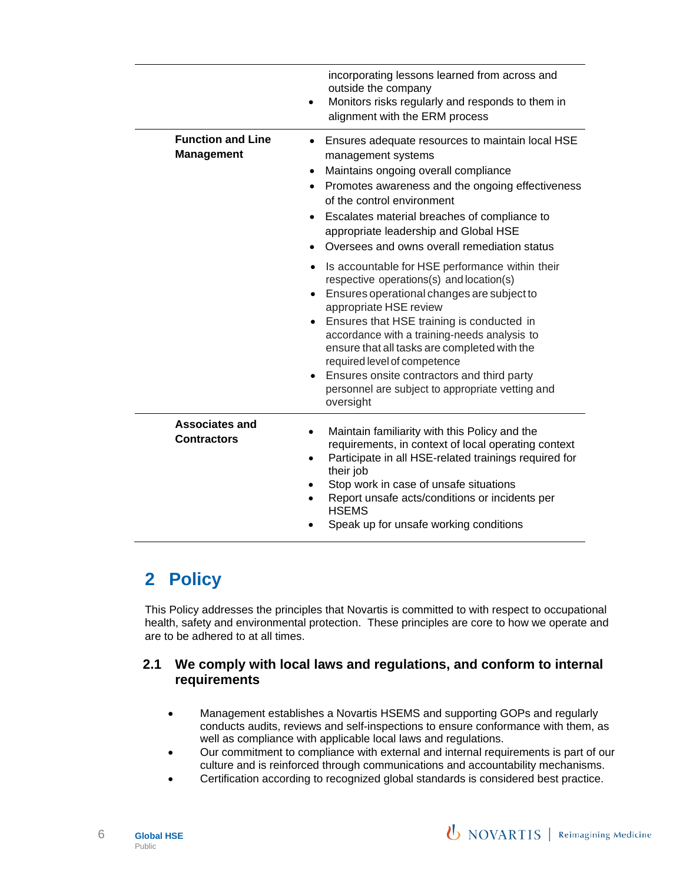| | |
|---|---|
| | incorporating lessons learned from across and outside the company<br>• Monitors risks regularly and responds to them in alignment with the ERM process |
| **Function and Line Management** | • Ensures adequate resources to maintain local HSE management systems<br>• Maintains ongoing overall compliance<br>• Promotes awareness and the ongoing effectiveness of the control environment<br>• Escalates material breaches of compliance to appropriate leadership and Global HSE<br>• Oversees and owns overall remediation status<br>• Is accountable for HSE performance within their respective operations(s) and location(s)<br>• Ensures operational changes are subject to appropriate HSE review<br>• Ensures that HSE training is conducted in accordance with a training-needs analysis to ensure that all tasks are completed with the required level of competence<br>• Ensures onsite contractors and third party personnel are subject to appropriate vetting and oversight |
| **Associates and Contractors** | • Maintain familiarity with this Policy and the requirements, in context of local operating context<br>• Participate in all HSE-related trainings required for their job<br>• Stop work in case of unsafe situations<br>• Report unsafe acts/conditions or incidents per HSEMS<br>• Speak up for unsafe working conditions |

# 2 Policy

This Policy addresses the principles that Novartis is committed to with respect to occupational health, safety and environmental protection. These principles are core to how we operate and are to be adhered to at all times.

## 2.1 We comply with local laws and regulations, and conform to internal requirements

- Management establishes a Novartis HSEMS and supporting GOPs and regularly conducts audits, reviews and self-inspections to ensure conformance with them, as well as compliance with applicable local laws and regulations.
- Our commitment to compliance with external and internal requirements is part of our culture and is reinforced through communications and accountability mechanisms.
- Certification according to recognized global standards is considered best practice.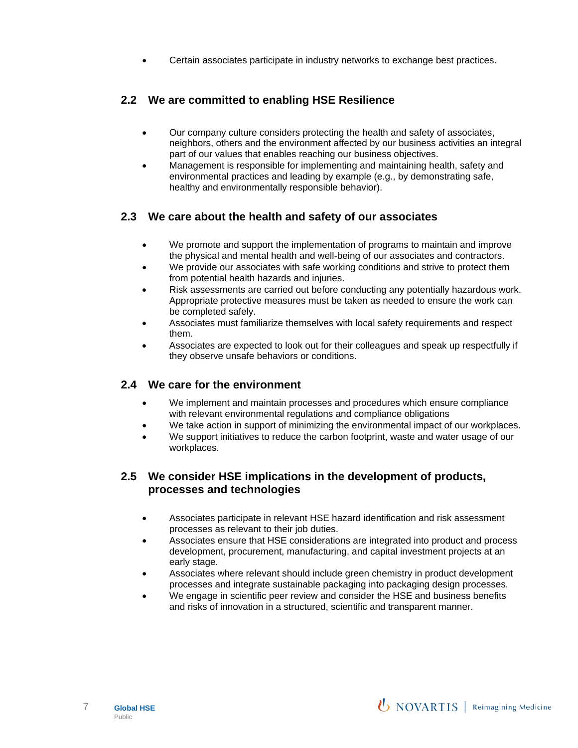- Certain associates participate in industry networks to exchange best practices.

## 2.2 We are committed to enabling HSE Resilience

- Our company culture considers protecting the health and safety of associates, neighbors, others and the environment affected by our business activities an integral part of our values that enables reaching our business objectives.
- Management is responsible for implementing and maintaining health, safety and environmental practices and leading by example (e.g., by demonstrating safe, healthy and environmentally responsible behavior).

## 2.3 We care about the health and safety of our associates

- We promote and support the implementation of programs to maintain and improve the physical and mental health and well-being of our associates and contractors.
- We provide our associates with safe working conditions and strive to protect them from potential health hazards and injuries.
- Risk assessments are carried out before conducting any potentially hazardous work. Appropriate protective measures must be taken as needed to ensure the work can be completed safely.
- Associates must familiarize themselves with local safety requirements and respect them.
- Associates are expected to look out for their colleagues and speak up respectfully if they observe unsafe behaviors or conditions.

## 2.4 We care for the environment

- We implement and maintain processes and procedures which ensure compliance with relevant environmental regulations and compliance obligations
- We take action in support of minimizing the environmental impact of our workplaces.
- We support initiatives to reduce the carbon footprint, waste and water usage of our workplaces.

## 2.5 We consider HSE implications in the development of products, processes and technologies

- Associates participate in relevant HSE hazard identification and risk assessment processes as relevant to their job duties.
- Associates ensure that HSE considerations are integrated into product and process development, procurement, manufacturing, and capital investment projects at an early stage.
- Associates where relevant should include green chemistry in product development processes and integrate sustainable packaging into packaging design processes.
- We engage in scientific peer review and consider the HSE and business benefits and risks of innovation in a structured, scientific and transparent manner.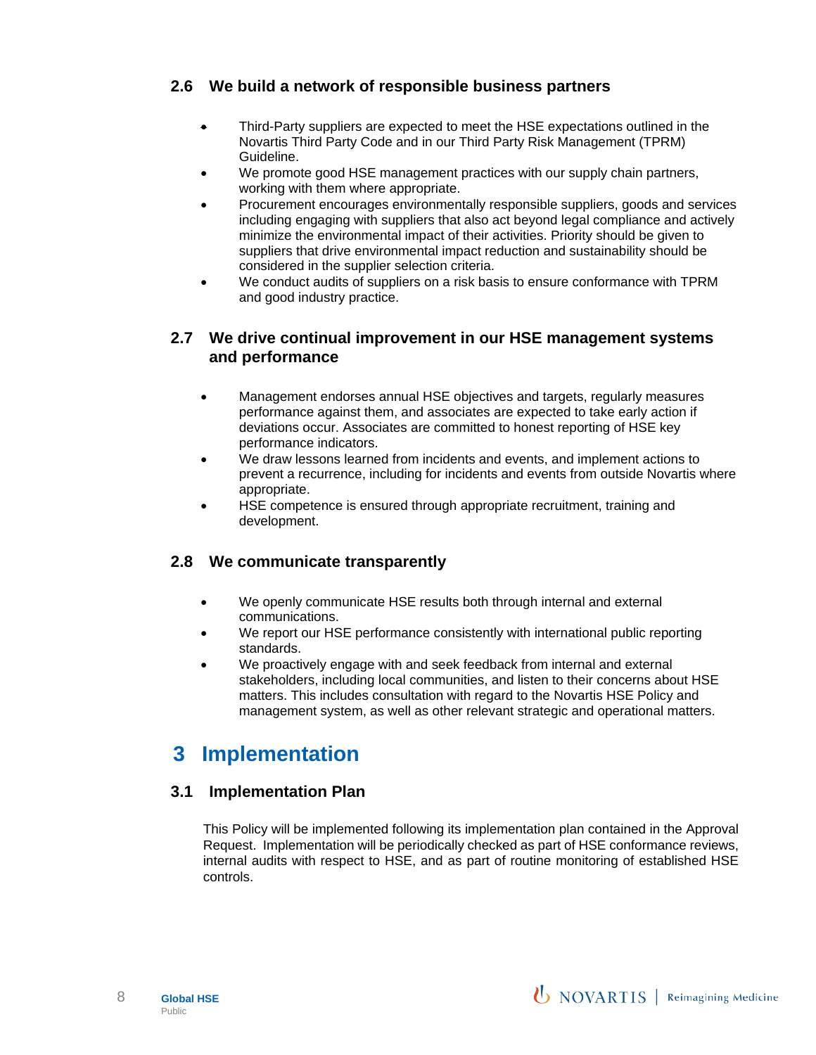### 2.6 We build a network of responsible business partners

- Third-Party suppliers are expected to meet the HSE expectations outlined in the Novartis Third Party Code and in our Third Party Risk Management (TPRM) Guideline.
- We promote good HSE management practices with our supply chain partners, working with them where appropriate.
- Procurement encourages environmentally responsible suppliers, goods and services including engaging with suppliers that also act beyond legal compliance and actively minimize the environmental impact of their activities. Priority should be given to suppliers that drive environmental impact reduction and sustainability should be considered in the supplier selection criteria.
- We conduct audits of suppliers on a risk basis to ensure conformance with TPRM and good industry practice.

### 2.7 We drive continual improvement in our HSE management systems and performance

- Management endorses annual HSE objectives and targets, regularly measures performance against them, and associates are expected to take early action if deviations occur. Associates are committed to honest reporting of HSE key performance indicators.
- We draw lessons learned from incidents and events, and implement actions to prevent a recurrence, including for incidents and events from outside Novartis where appropriate.
- HSE competence is ensured through appropriate recruitment, training and development.

### 2.8 We communicate transparently

- We openly communicate HSE results both through internal and external communications.
- We report our HSE performance consistently with international public reporting standards.
- We proactively engage with and seek feedback from internal and external stakeholders, including local communities, and listen to their concerns about HSE matters. This includes consultation with regard to the Novartis HSE Policy and management system, as well as other relevant strategic and operational matters.

## 3 Implementation

### 3.1 Implementation Plan

This Policy will be implemented following its implementation plan contained in the Approval Request. Implementation will be periodically checked as part of HSE conformance reviews, internal audits with respect to HSE, and as part of routine monitoring of established HSE controls.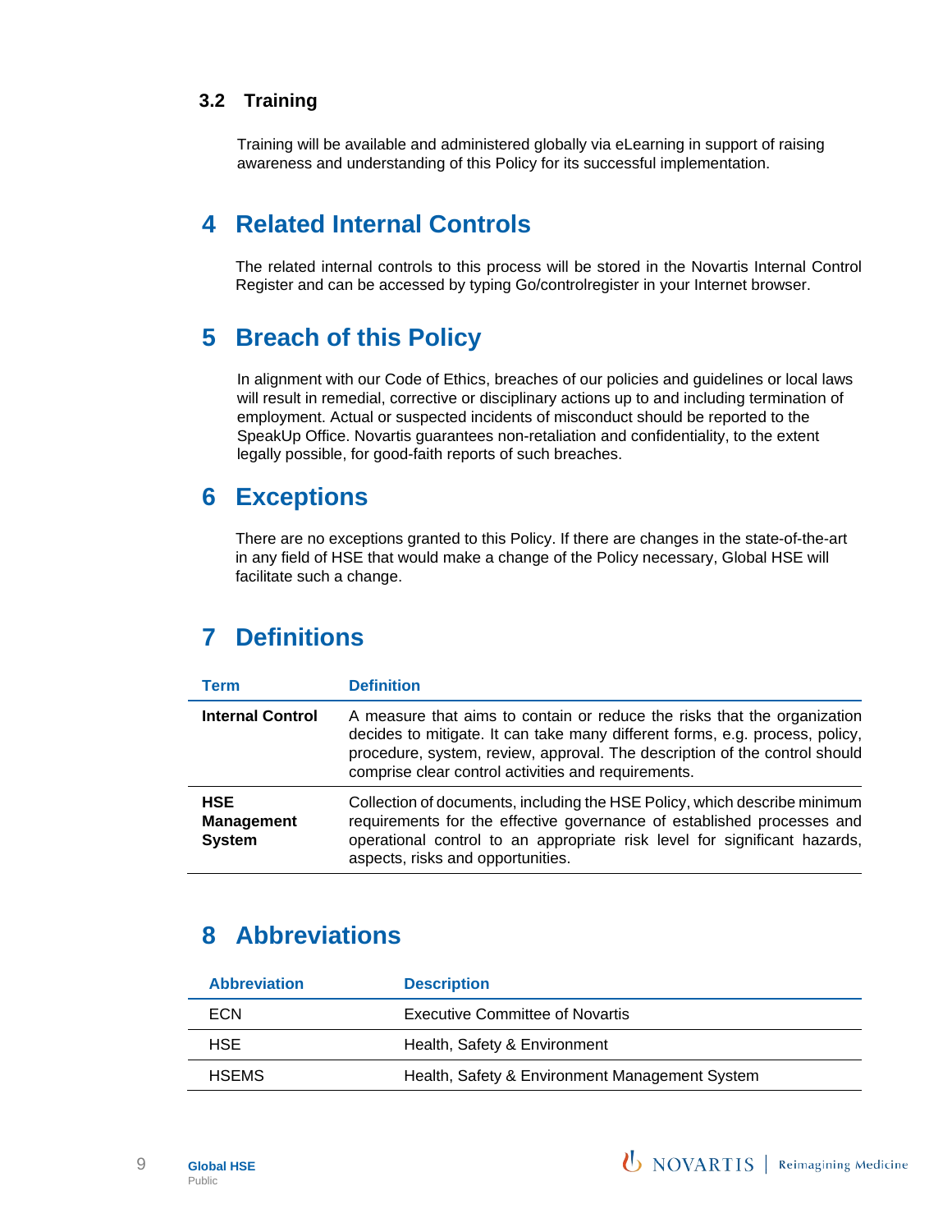### 3.2 Training

Training will be available and administered globally via eLearning in support of raising awareness and understanding of this Policy for its successful implementation.

# 4 Related Internal Controls

The related internal controls to this process will be stored in the Novartis Internal Control Register and can be accessed by typing Go/controlregister in your Internet browser.

# 5 Breach of this Policy

In alignment with our Code of Ethics, breaches of our policies and guidelines or local laws will result in remedial, corrective or disciplinary actions up to and including termination of employment. Actual or suspected incidents of misconduct should be reported to the SpeakUp Office. Novartis guarantees non-retaliation and confidentiality, to the extent legally possible, for good-faith reports of such breaches.

# 6 Exceptions

There are no exceptions granted to this Policy. If there are changes in the state-of-the-art in any field of HSE that would make a change of the Policy necessary, Global HSE will facilitate such a change.

# 7 Definitions

| Term | Definition |
|---|---|
| **Internal Control** | A measure that aims to contain or reduce the risks that the organization decides to mitigate. It can take many different forms, e.g. process, policy, procedure, system, review, approval. The description of the control should comprise clear control activities and requirements. |
| **HSE Management System** | Collection of documents, including the HSE Policy, which describe minimum requirements for the effective governance of established processes and operational control to an appropriate risk level for significant hazards, aspects, risks and opportunities. |

# 8 Abbreviations

| Abbreviation | Description |
|---|---|
| ECN | Executive Committee of Novartis |
| HSE | Health, Safety & Environment |
| HSEMS | Health, Safety & Environment Management System |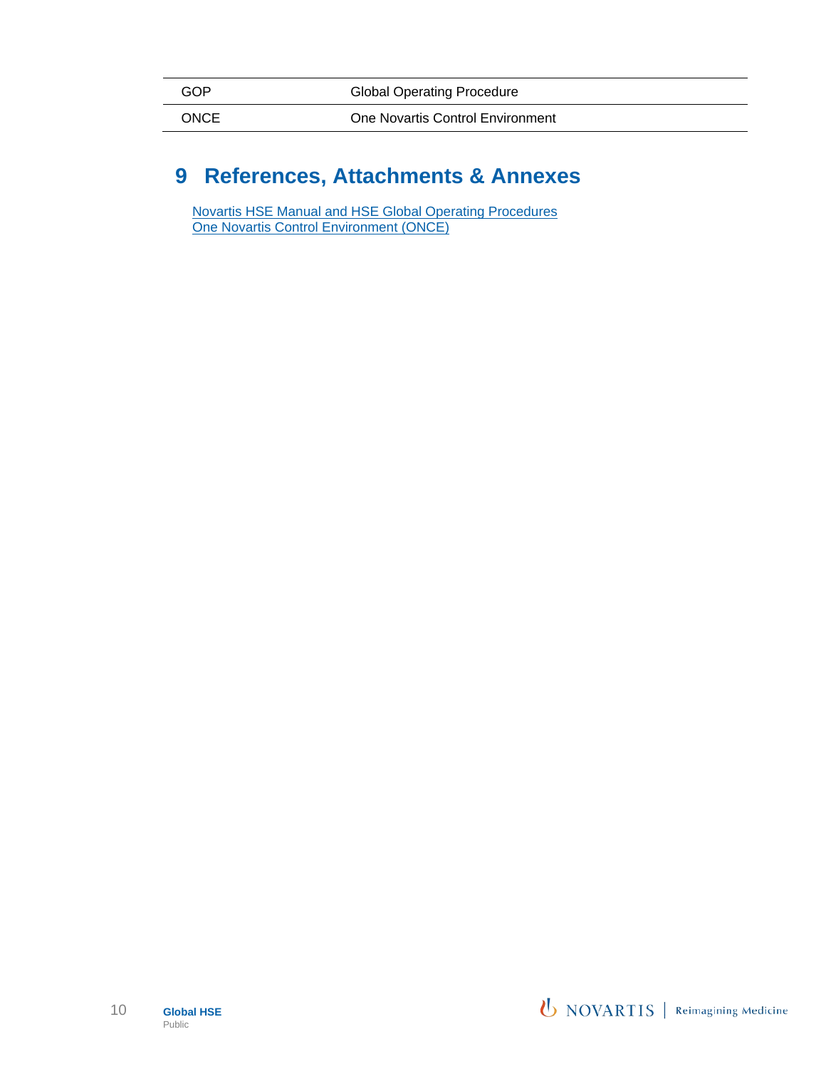| | |
|---|---|
| GOP | Global Operating Procedure |
| ONCE | One Novartis Control Environment |

# 9 References, Attachments & Annexes

Novartis HSE Manual and HSE Global Operating Procedures
One Novartis Control Environment (ONCE)